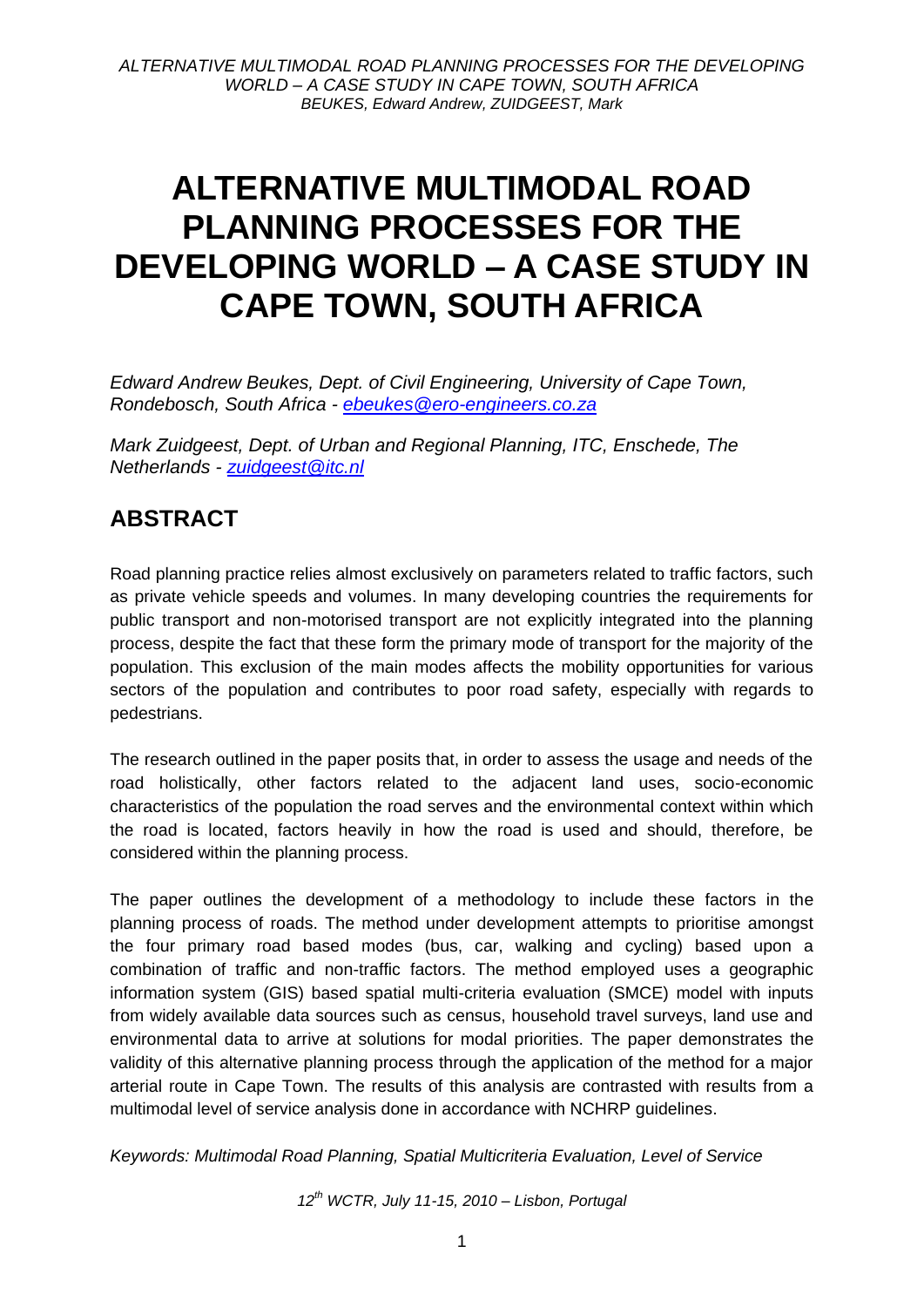# ALTERNATIVE MULTIMODAL ROAD PLANNING PROCESSES FOR THE DEVELOPING WORLD – A CASE STUDY IN CAPE TOWN, SOUTH AFRICA

*Edward Andrew Beukes, Dept. of Civil Engineering, University of Cape Town, Rondebosch, South Africa - ebeukes@ero-engineers.co.za*

*Mark Zuidgeest, Dept. of Urban and Regional Planning, ITC, Enschede, The Netherlands - zuidgeest@itc.nl*

## ABSTRACT

Road planning practice relies almost exclusively on parameters related to traffic factors, such as private vehicle speeds and volumes. In many developing countries the requirements for public transport and non-motorised transport are not explicitly integrated into the planning process, despite the fact that these form the primary mode of transport for the majority of the population. This exclusion of the main modes affects the mobility opportunities for various sectors of the population and contributes to poor road safety, especially with regards to pedestrians.

The research outlined in the paper posits that, in order to assess the usage and needs of the road holistically, other factors related to the adjacent land uses, socio-economic characteristics of the population the road serves and the environmental context within which the road is located, factors heavily in how the road is used and should, therefore, be considered within the planning process.

The paper outlines the development of a methodology to include these factors in the planning process of roads. The method under development attempts to prioritise amongst the four primary road based modes (bus, car, walking and cycling) based upon a combination of traffic and non-traffic factors. The method employed uses a geographic information system (GIS) based spatial multi-criteria evaluation (SMCE) model with inputs from widely available data sources such as census, household travel surveys, land use and environmental data to arrive at solutions for modal priorities. The paper demonstrates the validity of this alternative planning process through the application of the method for a major arterial route in Cape Town. The results of this analysis are contrasted with results from a multimodal level of service analysis done in accordance with NCHRP guidelines.

*Keywords: Multimodal Road Planning, Spatial Multicriteria Evaluation, Level of Service*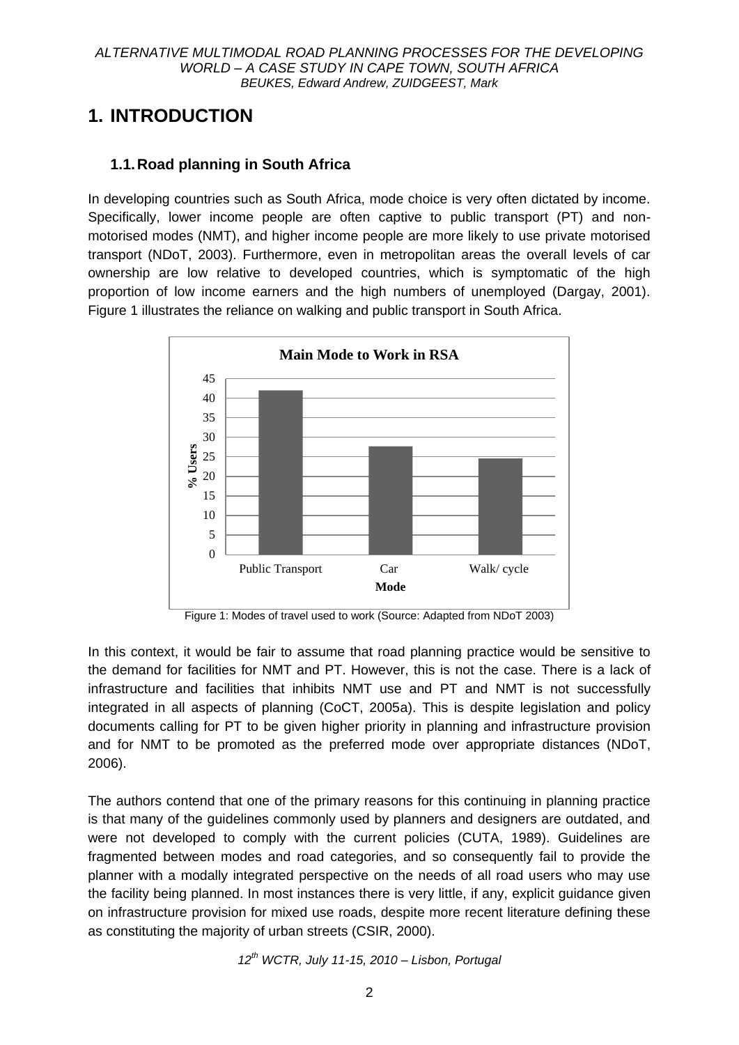# 1. INTRODUCTION

## 1.1. Road planning in South Africa

In developing countries such as South Africa, mode choice is very often dictated by income. Specifically, lower income people are often captive to public transport (PT) and non-motorised modes (NMT), and higher income people are more likely to use private motorised transport (NDoT, 2003). Furthermore, even in metropolitan areas the overall levels of car ownership are low relative to developed countries, which is symptomatic of the high proportion of low income earners and the high numbers of unemployed (Dargay, 2001). Figure 1 illustrates the reliance on walking and public transport in South Africa.

Figure 1: Modes of travel used to work (Source: Adapted from NDoT 2003)

In this context, it would be fair to assume that road planning practice would be sensitive to the demand for facilities for NMT and PT. However, this is not the case. There is a lack of infrastructure and facilities that inhibits NMT use and PT and NMT is not successfully integrated in all aspects of planning (CoCT, 2005a). This is despite legislation and policy documents calling for PT to be given higher priority in planning and infrastructure provision and for NMT to be promoted as the preferred mode over appropriate distances (NDoT, 2006).

The authors contend that one of the primary reasons for this continuing in planning practice is that many of the guidelines commonly used by planners and designers are outdated, and were not developed to comply with the current policies (CUTA, 1989). Guidelines are fragmented between modes and road categories, and so consequently fail to provide the planner with a modally integrated perspective on the needs of all road users who may use the facility being planned. In most instances there is very little, if any, explicit guidance given on infrastructure provision for mixed use roads, despite more recent literature defining these as constituting the majority of urban streets (CSIR, 2000).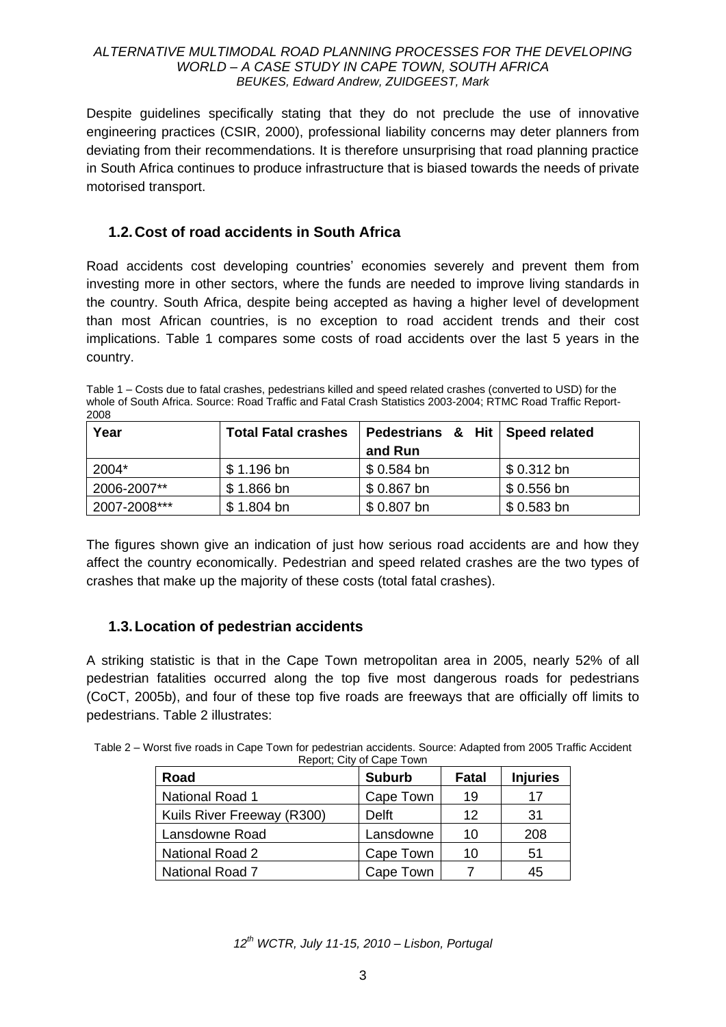Despite guidelines specifically stating that they do not preclude the use of innovative engineering practices (CSIR, 2000), professional liability concerns may deter planners from deviating from their recommendations. It is therefore unsurprising that road planning practice in South Africa continues to produce infrastructure that is biased towards the needs of private motorised transport.

## 1.2. Cost of road accidents in South Africa

Road accidents cost developing countries' economies severely and prevent them from investing more in other sectors, where the funds are needed to improve living standards in the country. South Africa, despite being accepted as having a higher level of development than most African countries, is no exception to road accident trends and their cost implications. Table 1 compares some costs of road accidents over the last 5 years in the country.

Table 1 – Costs due to fatal crashes, pedestrians killed and speed related crashes (converted to USD) for the whole of South Africa. Source: Road Traffic and Fatal Crash Statistics 2003-2004; RTMC Road Traffic Report-2008

| Year | Total Fatal crashes | Pedestrians & Hit and Run | Speed related |
|---|---|---|---|
| 2004* | $ 1.196 bn | $ 0.584 bn | $ 0.312 bn |
| 2006-2007** | $ 1.866 bn | $ 0.867 bn | $ 0.556 bn |
| 2007-2008*** | $ 1.804 bn | $ 0.807 bn | $ 0.583 bn |

The figures shown give an indication of just how serious road accidents are and how they affect the country economically. Pedestrian and speed related crashes are the two types of crashes that make up the majority of these costs (total fatal crashes).

## 1.3. Location of pedestrian accidents

A striking statistic is that in the Cape Town metropolitan area in 2005, nearly 52% of all pedestrian fatalities occurred along the top five most dangerous roads for pedestrians (CoCT, 2005b), and four of these top five roads are freeways that are officially off limits to pedestrians. Table 2 illustrates:

Table 2 – Worst five roads in Cape Town for pedestrian accidents. Source: Adapted from 2005 Traffic Accident Report; City of Cape Town

| Road | Suburb | Fatal | Injuries |
|---|---|---|---|
| National Road 1 | Cape Town | 19 | 17 |
| Kuils River Freeway (R300) | Delft | 12 | 31 |
| Lansdowne Road | Lansdowne | 10 | 208 |
| National Road 2 | Cape Town | 10 | 51 |
| National Road 7 | Cape Town | 7 | 45 |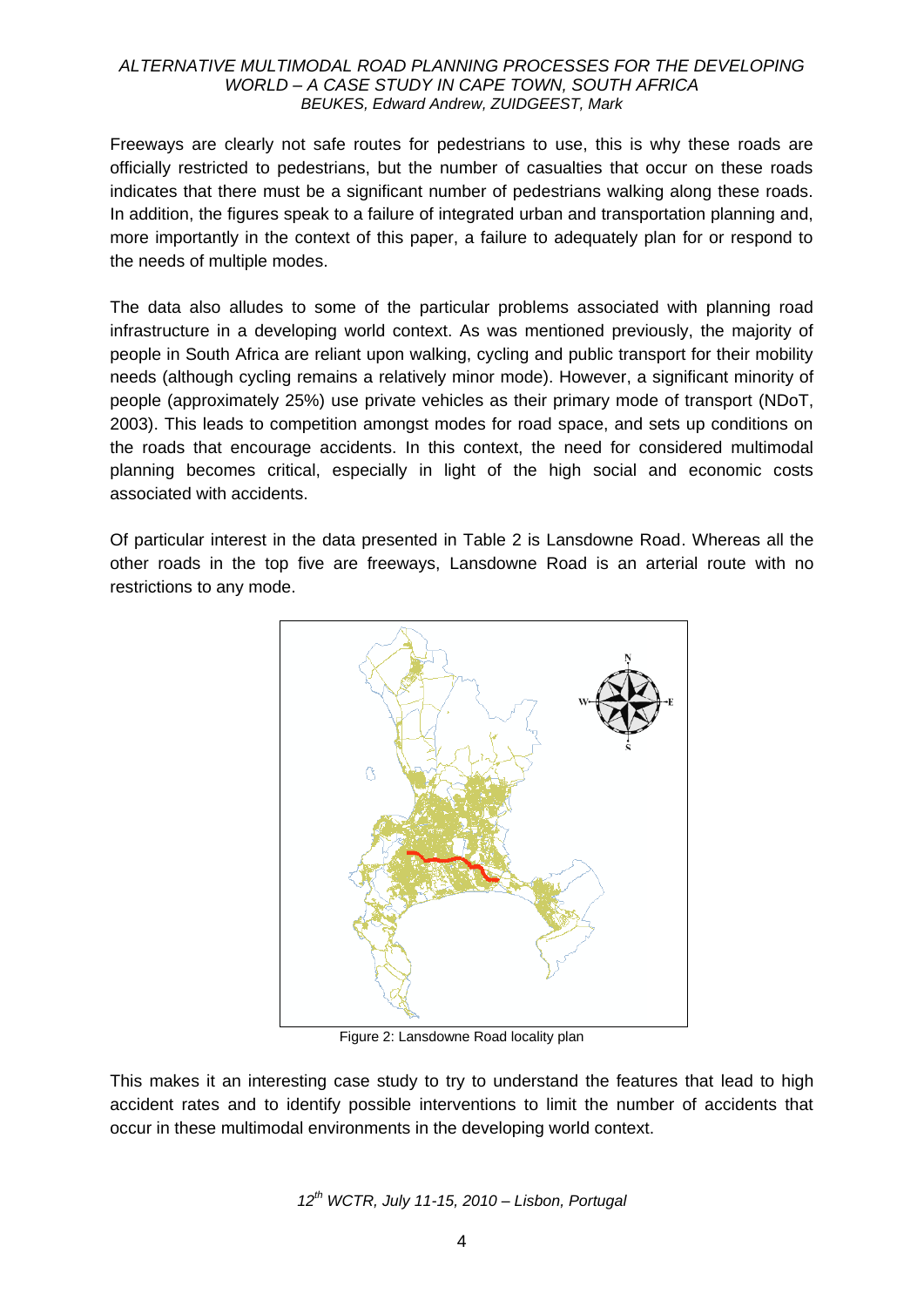Freeways are clearly not safe routes for pedestrians to use, this is why these roads are officially restricted to pedestrians, but the number of casualties that occur on these roads indicates that there must be a significant number of pedestrians walking along these roads. In addition, the figures speak to a failure of integrated urban and transportation planning and, more importantly in the context of this paper, a failure to adequately plan for or respond to the needs of multiple modes.

The data also alludes to some of the particular problems associated with planning road infrastructure in a developing world context. As was mentioned previously, the majority of people in South Africa are reliant upon walking, cycling and public transport for their mobility needs (although cycling remains a relatively minor mode). However, a significant minority of people (approximately 25%) use private vehicles as their primary mode of transport (NDoT, 2003). This leads to competition amongst modes for road space, and sets up conditions on the roads that encourage accidents. In this context, the need for considered multimodal planning becomes critical, especially in light of the high social and economic costs associated with accidents.

Of particular interest in the data presented in Table 2 is Lansdowne Road. Whereas all the other roads in the top five are freeways, Lansdowne Road is an arterial route with no restrictions to any mode.

Figure 2: Lansdowne Road locality plan

This makes it an interesting case study to try to understand the features that lead to high accident rates and to identify possible interventions to limit the number of accidents that occur in these multimodal environments in the developing world context.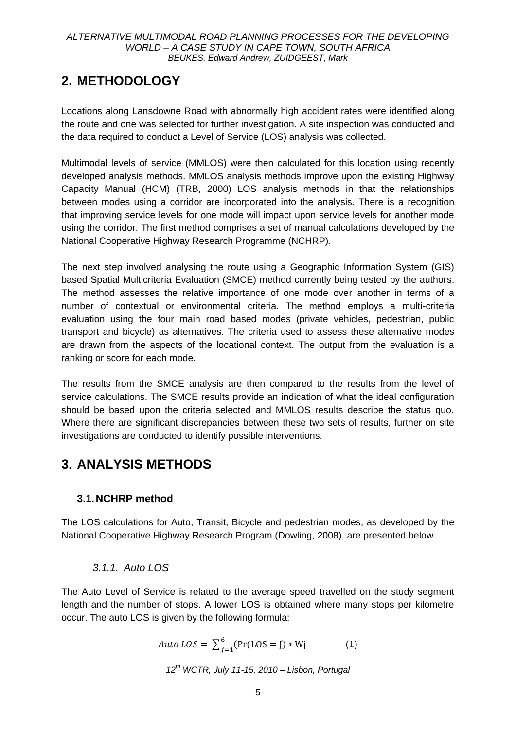## 2. METHODOLOGY

Locations along Lansdowne Road with abnormally high accident rates were identified along the route and one was selected for further investigation. A site inspection was conducted and the data required to conduct a Level of Service (LOS) analysis was collected.

Multimodal levels of service (MMLOS) were then calculated for this location using recently developed analysis methods. MMLOS analysis methods improve upon the existing Highway Capacity Manual (HCM) (TRB, 2000) LOS analysis methods in that the relationships between modes using a corridor are incorporated into the analysis. There is a recognition that improving service levels for one mode will impact upon service levels for another mode using the corridor. The first method comprises a set of manual calculations developed by the National Cooperative Highway Research Programme (NCHRP).

The next step involved analysing the route using a Geographic Information System (GIS) based Spatial Multicriteria Evaluation (SMCE) method currently being tested by the authors. The method assesses the relative importance of one mode over another in terms of a number of contextual or environmental criteria. The method employs a multi-criteria evaluation using the four main road based modes (private vehicles, pedestrian, public transport and bicycle) as alternatives. The criteria used to assess these alternative modes are drawn from the aspects of the locational context. The output from the evaluation is a ranking or score for each mode.

The results from the SMCE analysis are then compared to the results from the level of service calculations. The SMCE results provide an indication of what the ideal configuration should be based upon the criteria selected and MMLOS results describe the status quo. Where there are significant discrepancies between these two sets of results, further on site investigations are conducted to identify possible interventions.

## 3. ANALYSIS METHODS

### 3.1. NCHRP method

The LOS calculations for Auto, Transit, Bicycle and pedestrian modes, as developed by the National Cooperative Highway Research Program (Dowling, 2008), are presented below.

#### *3.1.1. Auto LOS*

The Auto Level of Service is related to the average speed travelled on the study segment length and the number of stops. A lower LOS is obtained where many stops per kilometre occur. The auto LOS is given by the following formula:

$$Auto\ LOS = \sum_{j=1}^{6} (\Pr(\mathrm{LOS} = \mathrm{J}) * \mathrm{Wj} \qquad (1)$$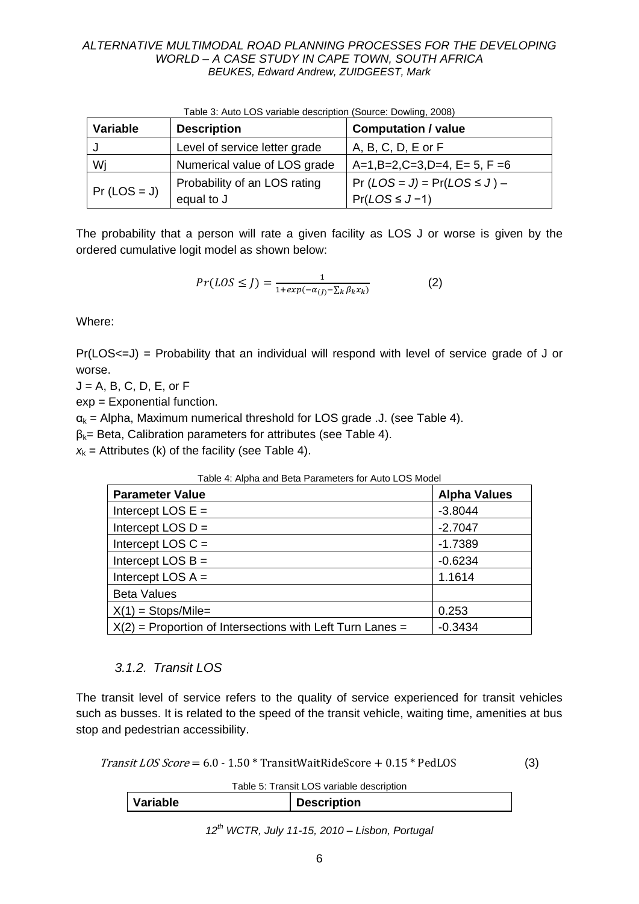Table 3: Auto LOS variable description (Source: Dowling, 2008)

| Variable | Description | Computation / value |
|---|---|---|
| J | Level of service letter grade | A, B, C, D, E or F |
| Wj | Numerical value of LOS grade | A=1,B=2,C=3,D=4, E= 5, F =6 |
| Pr (LOS = J) | Probability of an LOS rating equal to J | Pr (*LOS = J)* = Pr(*LOS* ≤ *J* ) – Pr(*LOS* ≤ *J* −1) |

The probability that a person will rate a given facility as LOS J or worse is given by the ordered cumulative logit model as shown below:

$$Pr(LOS \leq J) = \frac{1}{1+exp(-\alpha_{(J)}-\sum_k \beta_k x_k)} \qquad (2)$$

Where:

Pr(LOS<=J) = Probability that an individual will respond with level of service grade of J or worse.

J = A, B, C, D, E, or F

exp = Exponential function.

$\alpha_k$ = Alpha, Maximum numerical threshold for LOS grade .J. (see Table 4).

$\beta_k$= Beta, Calibration parameters for attributes (see Table 4).

$x_k$ = Attributes (k) of the facility (see Table 4).

Table 4: Alpha and Beta Parameters for Auto LOS Model

| Parameter Value | Alpha Values |
|---|---|
| Intercept LOS E = | -3.8044 |
| Intercept LOS D = | -2.7047 |
| Intercept LOS C = | -1.7389 |
| Intercept LOS B = | -0.6234 |
| Intercept LOS A = | 1.1614 |
| Beta Values | |
| X(1) = Stops/Mile= | 0.253 |
| X(2) = Proportion of Intersections with Left Turn Lanes = | -0.3434 |

### *3.1.2. Transit LOS*

The transit level of service refers to the quality of service experienced for transit vehicles such as busses. It is related to the speed of the transit vehicle, waiting time, amenities at bus stop and pedestrian accessibility.

$$\textit{Transit LOS Score} = 6.0 - 1.50 * \text{TransitWaitRideScore} + 0.15 * \text{PedLOS} \qquad (3)$$

Table 5: Transit LOS variable description

| Variable | Description |
|---|---|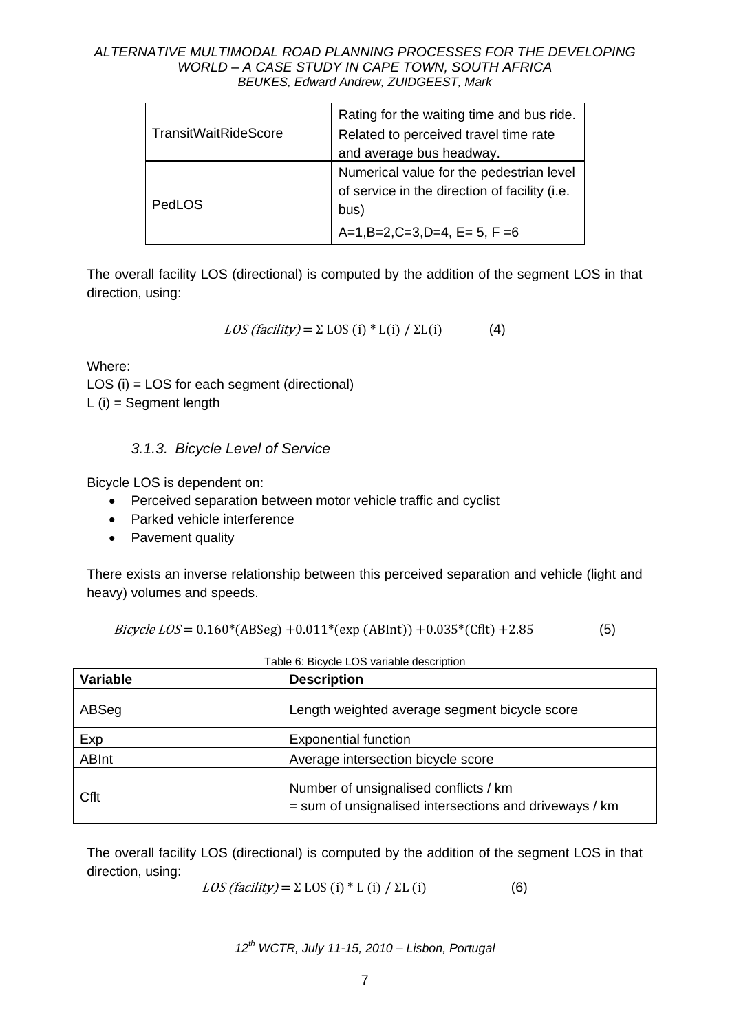| | |
|---|---|
| TransitWaitRideScore | Rating for the waiting time and bus ride. Related to perceived travel time rate and average bus headway. |
| PedLOS | Numerical value for the pedestrian level of service in the direction of facility (i.e. bus)<br>A=1,B=2,C=3,D=4, E= 5, F =6 |

The overall facility LOS (directional) is computed by the addition of the segment LOS in that direction, using:

$$LOS\ (facility) = \Sigma\ \mathrm{LOS}\ (\mathrm{i}) * \mathrm{L(i)}\ /\ \Sigma \mathrm{L(i)} \qquad (4)$$

Where:
LOS (i) = LOS for each segment (directional)
L (i) = Segment length

### 3.1.3. Bicycle Level of Service

Bicycle LOS is dependent on:

- Perceived separation between motor vehicle traffic and cyclist
- Parked vehicle interference
- Pavement quality

There exists an inverse relationship between this perceived separation and vehicle (light and heavy) volumes and speeds.

$$Bicycle\ LOS = 0.160 * (\mathrm{ABSeg}) + 0.011 * (\exp\ (\mathrm{ABInt})) + 0.035 * (\mathrm{Cflt}) + 2.85 \qquad (5)$$

Table 6: Bicycle LOS variable description

| Variable | Description |
|---|---|
| ABSeg | Length weighted average segment bicycle score |
| Exp | Exponential function |
| ABInt | Average intersection bicycle score |
| Cflt | Number of unsignalised conflicts / km<br>= sum of unsignalised intersections and driveways / km |

The overall facility LOS (directional) is computed by the addition of the segment LOS in that direction, using:

$$LOS\ (facility) = \Sigma\ \mathrm{LOS}\ (\mathrm{i}) * \mathrm{L}\ (\mathrm{i})\ /\ \Sigma \mathrm{L}\ (\mathrm{i}) \qquad (6)$$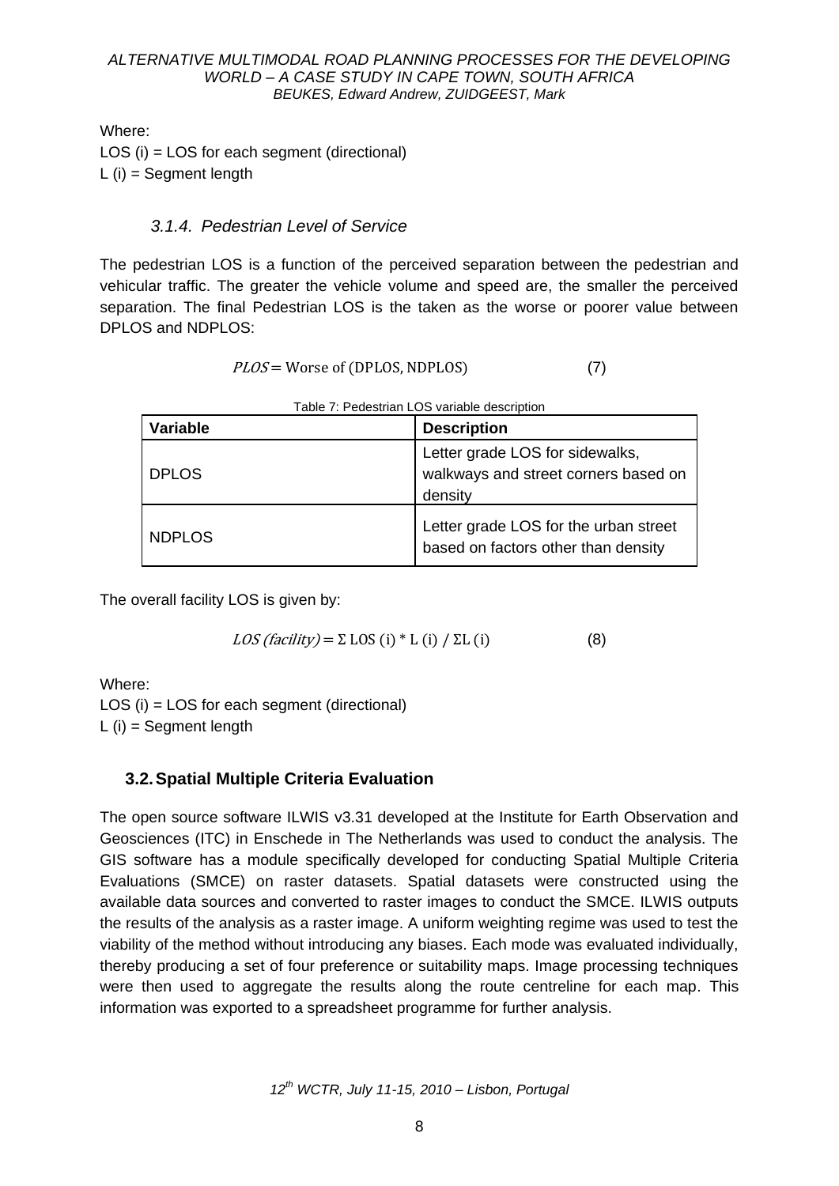Where:

LOS (i) = LOS for each segment (directional)

L (i) = Segment length

### 3.1.4. Pedestrian Level of Service

The pedestrian LOS is a function of the perceived separation between the pedestrian and vehicular traffic. The greater the vehicle volume and speed are, the smaller the perceived separation. The final Pedestrian LOS is the taken as the worse or poorer value between DPLOS and NDPLOS:

$$PLOS = \text{Worse of (DPLOS, NDPLOS)} \qquad (7)$$

Table 7: Pedestrian LOS variable description

| Variable | Description |
| --- | --- |
| DPLOS | Letter grade LOS for sidewalks, walkways and street corners based on density |
| NDPLOS | Letter grade LOS for the urban street based on factors other than density |

The overall facility LOS is given by:

$$LOS\ (facility) = \Sigma \text{ LOS (i)} * \text{L (i)} \ / \ \Sigma \text{L (i)} \qquad (8)$$

Where:

LOS (i) = LOS for each segment (directional)

L (i) = Segment length

## 3.2. Spatial Multiple Criteria Evaluation

The open source software ILWIS v3.31 developed at the Institute for Earth Observation and Geosciences (ITC) in Enschede in The Netherlands was used to conduct the analysis. The GIS software has a module specifically developed for conducting Spatial Multiple Criteria Evaluations (SMCE) on raster datasets. Spatial datasets were constructed using the available data sources and converted to raster images to conduct the SMCE. ILWIS outputs the results of the analysis as a raster image. A uniform weighting regime was used to test the viability of the method without introducing any biases. Each mode was evaluated individually, thereby producing a set of four preference or suitability maps. Image processing techniques were then used to aggregate the results along the route centreline for each map. This information was exported to a spreadsheet programme for further analysis.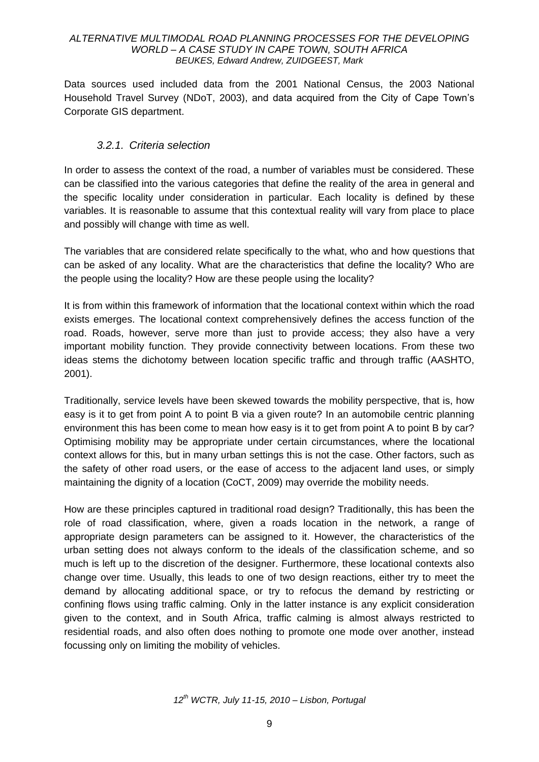Data sources used included data from the 2001 National Census, the 2003 National Household Travel Survey (NDoT, 2003), and data acquired from the City of Cape Town's Corporate GIS department.

### *3.2.1. Criteria selection*

In order to assess the context of the road, a number of variables must be considered. These can be classified into the various categories that define the reality of the area in general and the specific locality under consideration in particular. Each locality is defined by these variables. It is reasonable to assume that this contextual reality will vary from place to place and possibly will change with time as well.

The variables that are considered relate specifically to the what, who and how questions that can be asked of any locality. What are the characteristics that define the locality? Who are the people using the locality? How are these people using the locality?

It is from within this framework of information that the locational context within which the road exists emerges. The locational context comprehensively defines the access function of the road. Roads, however, serve more than just to provide access; they also have a very important mobility function. They provide connectivity between locations. From these two ideas stems the dichotomy between location specific traffic and through traffic (AASHTO, 2001).

Traditionally, service levels have been skewed towards the mobility perspective, that is, how easy is it to get from point A to point B via a given route? In an automobile centric planning environment this has been come to mean how easy is it to get from point A to point B by car? Optimising mobility may be appropriate under certain circumstances, where the locational context allows for this, but in many urban settings this is not the case. Other factors, such as the safety of other road users, or the ease of access to the adjacent land uses, or simply maintaining the dignity of a location (CoCT, 2009) may override the mobility needs.

How are these principles captured in traditional road design? Traditionally, this has been the role of road classification, where, given a roads location in the network, a range of appropriate design parameters can be assigned to it. However, the characteristics of the urban setting does not always conform to the ideals of the classification scheme, and so much is left up to the discretion of the designer. Furthermore, these locational contexts also change over time. Usually, this leads to one of two design reactions, either try to meet the demand by allocating additional space, or try to refocus the demand by restricting or confining flows using traffic calming. Only in the latter instance is any explicit consideration given to the context, and in South Africa, traffic calming is almost always restricted to residential roads, and also often does nothing to promote one mode over another, instead focussing only on limiting the mobility of vehicles.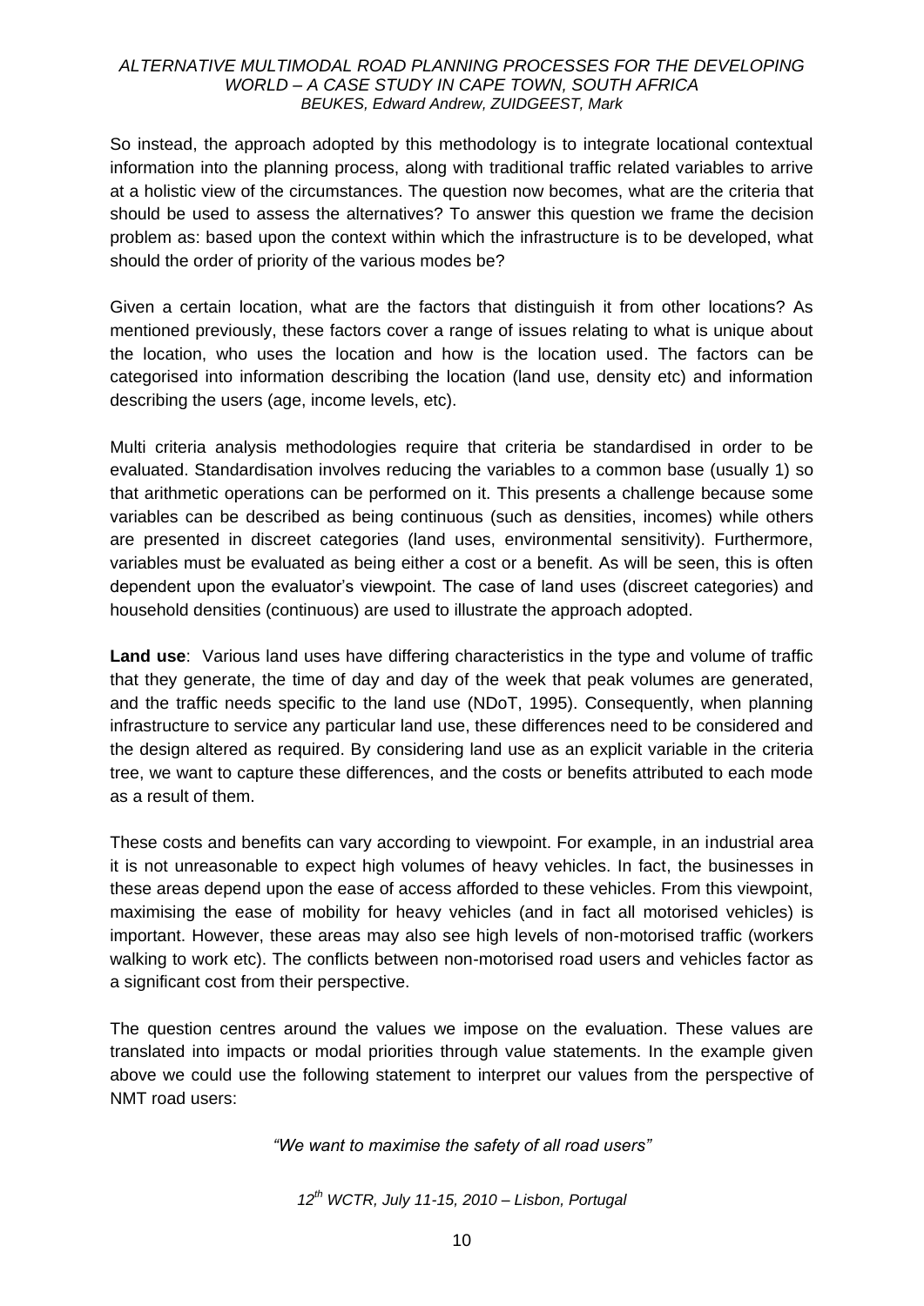So instead, the approach adopted by this methodology is to integrate locational contextual information into the planning process, along with traditional traffic related variables to arrive at a holistic view of the circumstances. The question now becomes, what are the criteria that should be used to assess the alternatives? To answer this question we frame the decision problem as: based upon the context within which the infrastructure is to be developed, what should the order of priority of the various modes be?

Given a certain location, what are the factors that distinguish it from other locations? As mentioned previously, these factors cover a range of issues relating to what is unique about the location, who uses the location and how is the location used. The factors can be categorised into information describing the location (land use, density etc) and information describing the users (age, income levels, etc).

Multi criteria analysis methodologies require that criteria be standardised in order to be evaluated. Standardisation involves reducing the variables to a common base (usually 1) so that arithmetic operations can be performed on it. This presents a challenge because some variables can be described as being continuous (such as densities, incomes) while others are presented in discreet categories (land uses, environmental sensitivity). Furthermore, variables must be evaluated as being either a cost or a benefit. As will be seen, this is often dependent upon the evaluator's viewpoint. The case of land uses (discreet categories) and household densities (continuous) are used to illustrate the approach adopted.

**Land use**: Various land uses have differing characteristics in the type and volume of traffic that they generate, the time of day and day of the week that peak volumes are generated, and the traffic needs specific to the land use (NDoT, 1995). Consequently, when planning infrastructure to service any particular land use, these differences need to be considered and the design altered as required. By considering land use as an explicit variable in the criteria tree, we want to capture these differences, and the costs or benefits attributed to each mode as a result of them.

These costs and benefits can vary according to viewpoint. For example, in an industrial area it is not unreasonable to expect high volumes of heavy vehicles. In fact, the businesses in these areas depend upon the ease of access afforded to these vehicles. From this viewpoint, maximising the ease of mobility for heavy vehicles (and in fact all motorised vehicles) is important. However, these areas may also see high levels of non-motorised traffic (workers walking to work etc). The conflicts between non-motorised road users and vehicles factor as a significant cost from their perspective.

The question centres around the values we impose on the evaluation. These values are translated into impacts or modal priorities through value statements. In the example given above we could use the following statement to interpret our values from the perspective of NMT road users:

*"We want to maximise the safety of all road users"*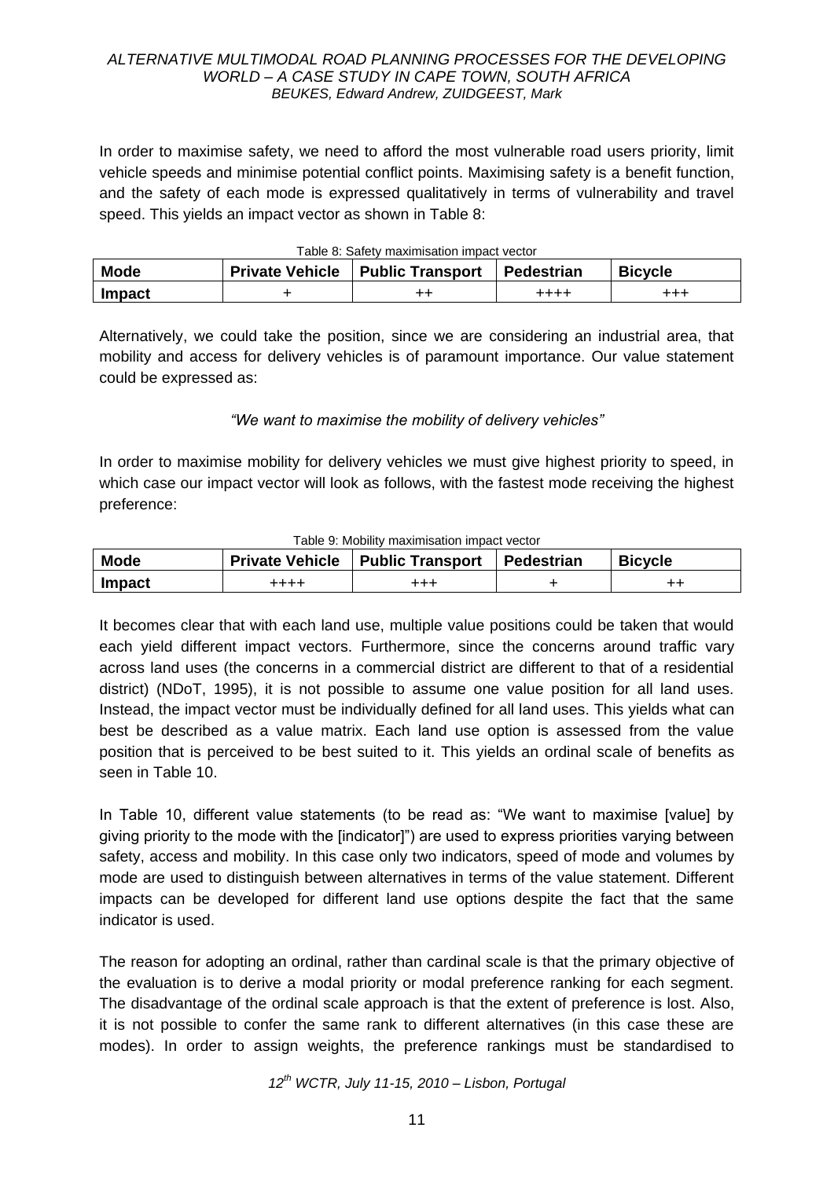In order to maximise safety, we need to afford the most vulnerable road users priority, limit vehicle speeds and minimise potential conflict points. Maximising safety is a benefit function, and the safety of each mode is expressed qualitatively in terms of vulnerability and travel speed. This yields an impact vector as shown in Table 8:

Table 8: Safety maximisation impact vector

| Mode | Private Vehicle | Public Transport | Pedestrian | Bicycle |
|---|---|---|---|---|
| Impact | + | ++ | ++++ | +++ |

Alternatively, we could take the position, since we are considering an industrial area, that mobility and access for delivery vehicles is of paramount importance. Our value statement could be expressed as:

*"We want to maximise the mobility of delivery vehicles"*

In order to maximise mobility for delivery vehicles we must give highest priority to speed, in which case our impact vector will look as follows, with the fastest mode receiving the highest preference:

Table 9: Mobility maximisation impact vector

| Mode | Private Vehicle | Public Transport | Pedestrian | Bicycle |
|---|---|---|---|---|
| Impact | ++++ | +++ | + | ++ |

It becomes clear that with each land use, multiple value positions could be taken that would each yield different impact vectors. Furthermore, since the concerns around traffic vary across land uses (the concerns in a commercial district are different to that of a residential district) (NDoT, 1995), it is not possible to assume one value position for all land uses. Instead, the impact vector must be individually defined for all land uses. This yields what can best be described as a value matrix. Each land use option is assessed from the value position that is perceived to be best suited to it. This yields an ordinal scale of benefits as seen in Table 10.

In Table 10, different value statements (to be read as: "We want to maximise [value] by giving priority to the mode with the [indicator]") are used to express priorities varying between safety, access and mobility. In this case only two indicators, speed of mode and volumes by mode are used to distinguish between alternatives in terms of the value statement. Different impacts can be developed for different land use options despite the fact that the same indicator is used.

The reason for adopting an ordinal, rather than cardinal scale is that the primary objective of the evaluation is to derive a modal priority or modal preference ranking for each segment. The disadvantage of the ordinal scale approach is that the extent of preference is lost. Also, it is not possible to confer the same rank to different alternatives (in this case these are modes). In order to assign weights, the preference rankings must be standardised to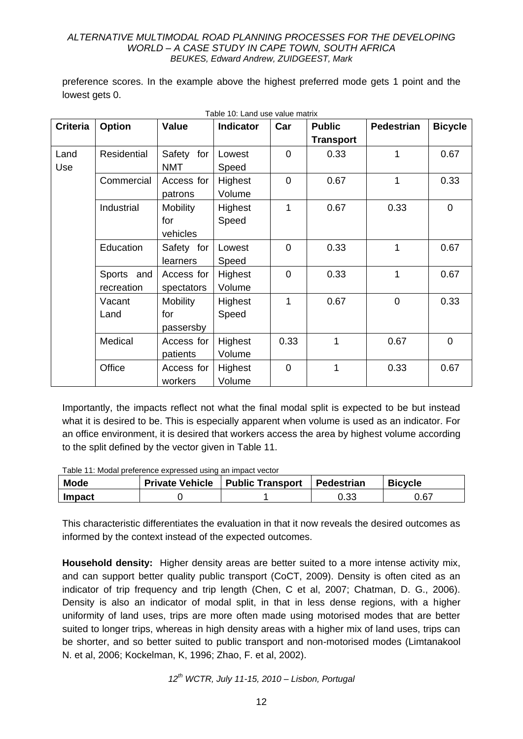preference scores. In the example above the highest preferred mode gets 1 point and the lowest gets 0.

Table 10: Land use value matrix

| Criteria | Option | Value | Indicator | Car | Public Transport | Pedestrian | Bicycle |
|---|---|---|---|---|---|---|---|
| Land Use | Residential | Safety for NMT | Lowest Speed | 0 | 0.33 | 1 | 0.67 |
| | Commercial | Access for patrons | Highest Volume | 0 | 0.67 | 1 | 0.33 |
| | Industrial | Mobility for vehicles | Highest Speed | 1 | 0.67 | 0.33 | 0 |
| | Education | Safety for learners | Lowest Speed | 0 | 0.33 | 1 | 0.67 |
| | Sports and recreation | Access for spectators | Highest Volume | 0 | 0.33 | 1 | 0.67 |
| | Vacant Land | Mobility for passersby | Highest Speed | 1 | 0.67 | 0 | 0.33 |
| | Medical | Access for patients | Highest Volume | 0.33 | 1 | 0.67 | 0 |
| | Office | Access for workers | Highest Volume | 0 | 1 | 0.33 | 0.67 |

Importantly, the impacts reflect not what the final modal split is expected to be but instead what it is desired to be. This is especially apparent when volume is used as an indicator. For an office environment, it is desired that workers access the area by highest volume according to the split defined by the vector given in Table 11.

Table 11: Modal preference expressed using an impact vector

| Mode | Private Vehicle | Public Transport | Pedestrian | Bicycle |
|---|---|---|---|---|
| **Impact** | 0 | 1 | 0.33 | 0.67 |

This characteristic differentiates the evaluation in that it now reveals the desired outcomes as informed by the context instead of the expected outcomes.

**Household density:** Higher density areas are better suited to a more intense activity mix, and can support better quality public transport (CoCT, 2009). Density is often cited as an indicator of trip frequency and trip length (Chen, C et al, 2007; Chatman, D. G., 2006). Density is also an indicator of modal split, in that in less dense regions, with a higher uniformity of land uses, trips are more often made using motorised modes that are better suited to longer trips, whereas in high density areas with a higher mix of land uses, trips can be shorter, and so better suited to public transport and non-motorised modes (Limtanakool N. et al, 2006; Kockelman, K, 1996; Zhao, F. et al, 2002).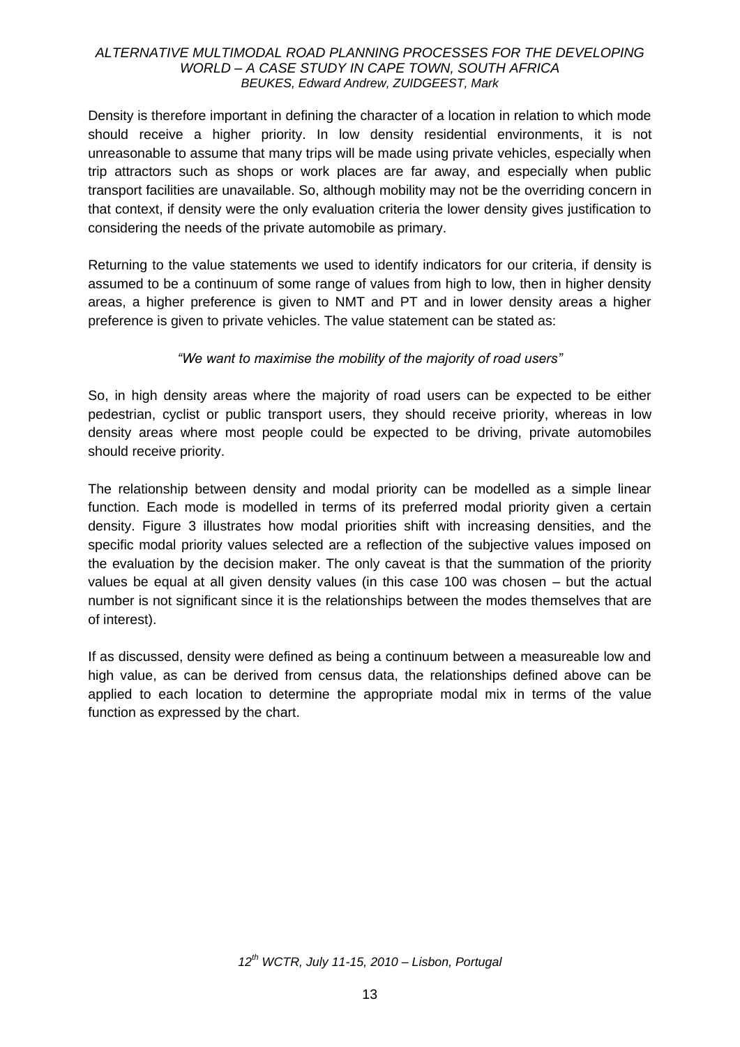Density is therefore important in defining the character of a location in relation to which mode should receive a higher priority. In low density residential environments, it is not unreasonable to assume that many trips will be made using private vehicles, especially when trip attractors such as shops or work places are far away, and especially when public transport facilities are unavailable. So, although mobility may not be the overriding concern in that context, if density were the only evaluation criteria the lower density gives justification to considering the needs of the private automobile as primary.

Returning to the value statements we used to identify indicators for our criteria, if density is assumed to be a continuum of some range of values from high to low, then in higher density areas, a higher preference is given to NMT and PT and in lower density areas a higher preference is given to private vehicles. The value statement can be stated as:

*"We want to maximise the mobility of the majority of road users"*

So, in high density areas where the majority of road users can be expected to be either pedestrian, cyclist or public transport users, they should receive priority, whereas in low density areas where most people could be expected to be driving, private automobiles should receive priority.

The relationship between density and modal priority can be modelled as a simple linear function. Each mode is modelled in terms of its preferred modal priority given a certain density. Figure 3 illustrates how modal priorities shift with increasing densities, and the specific modal priority values selected are a reflection of the subjective values imposed on the evaluation by the decision maker. The only caveat is that the summation of the priority values be equal at all given density values (in this case 100 was chosen – but the actual number is not significant since it is the relationships between the modes themselves that are of interest).

If as discussed, density were defined as being a continuum between a measureable low and high value, as can be derived from census data, the relationships defined above can be applied to each location to determine the appropriate modal mix in terms of the value function as expressed by the chart.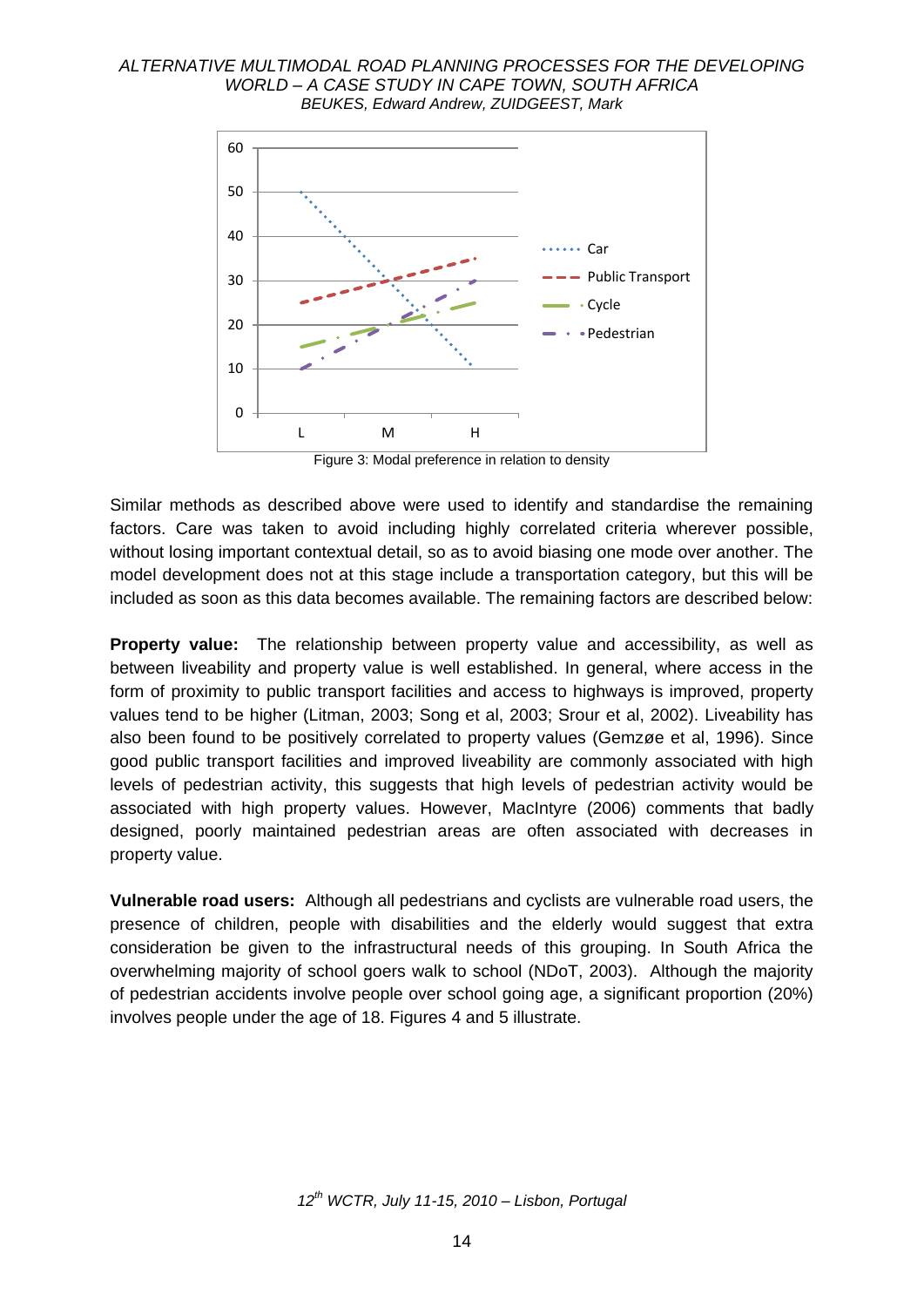Figure 3: Modal preference in relation to density

Similar methods as described above were used to identify and standardise the remaining factors. Care was taken to avoid including highly correlated criteria wherever possible, without losing important contextual detail, so as to avoid biasing one mode over another. The model development does not at this stage include a transportation category, but this will be included as soon as this data becomes available. The remaining factors are described below:

**Property value:** The relationship between property value and accessibility, as well as between liveability and property value is well established. In general, where access in the form of proximity to public transport facilities and access to highways is improved, property values tend to be higher (Litman, 2003; Song et al, 2003; Srour et al, 2002). Liveability has also been found to be positively correlated to property values (Gemzøe et al, 1996). Since good public transport facilities and improved liveability are commonly associated with high levels of pedestrian activity, this suggests that high levels of pedestrian activity would be associated with high property values. However, MacIntyre (2006) comments that badly designed, poorly maintained pedestrian areas are often associated with decreases in property value.

**Vulnerable road users:** Although all pedestrians and cyclists are vulnerable road users, the presence of children, people with disabilities and the elderly would suggest that extra consideration be given to the infrastructural needs of this grouping. In South Africa the overwhelming majority of school goers walk to school (NDoT, 2003). Although the majority of pedestrian accidents involve people over school going age, a significant proportion (20%) involves people under the age of 18. Figures 4 and 5 illustrate.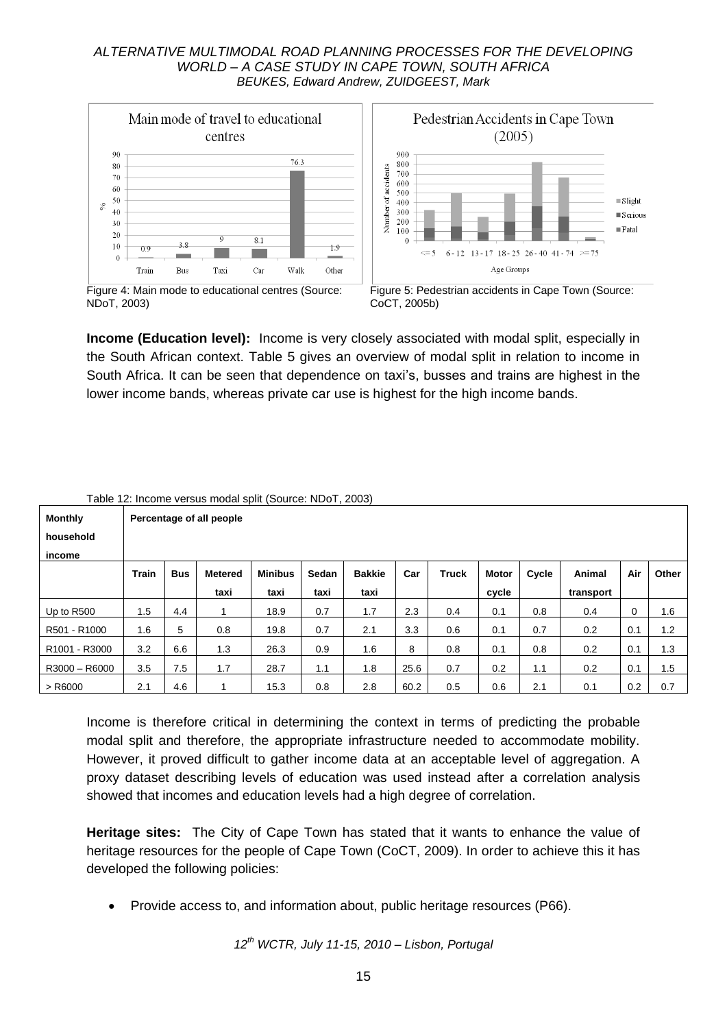Figure 4: Main mode to educational centres (Source: NDoT, 2003)

Figure 5: Pedestrian accidents in Cape Town (Source: CoCT, 2005b)

**Income (Education level):** Income is very closely associated with modal split, especially in the South African context. Table 5 gives an overview of modal split in relation to income in South Africa. It can be seen that dependence on taxi's, busses and trains are highest in the lower income bands, whereas private car use is highest for the high income bands.

Table 12: Income versus modal split (Source: NDoT, 2003)

| Monthly household income | Percentage of all people | | | | | | | | | | | | |
|---|---|---|---|---|---|---|---|---|---|---|---|---|---|
| | Train | Bus | Metered taxi | Minibus taxi | Sedan taxi | Bakkie taxi | Car | Truck | Motor cycle | Cycle | Animal transport | Air | Other |
| Up to R500 | 1.5 | 4.4 | 1 | 18.9 | 0.7 | 1.7 | 2.3 | 0.4 | 0.1 | 0.8 | 0.4 | 0 | 1.6 |
| R501 - R1000 | 1.6 | 5 | 0.8 | 19.8 | 0.7 | 2.1 | 3.3 | 0.6 | 0.1 | 0.7 | 0.2 | 0.1 | 1.2 |
| R1001 - R3000 | 3.2 | 6.6 | 1.3 | 26.3 | 0.9 | 1.6 | 8 | 0.8 | 0.1 | 0.8 | 0.2 | 0.1 | 1.3 |
| R3000 – R6000 | 3.5 | 7.5 | 1.7 | 28.7 | 1.1 | 1.8 | 25.6 | 0.7 | 0.2 | 1.1 | 0.2 | 0.1 | 1.5 |
| > R6000 | 2.1 | 4.6 | 1 | 15.3 | 0.8 | 2.8 | 60.2 | 0.5 | 0.6 | 2.1 | 0.1 | 0.2 | 0.7 |

Income is therefore critical in determining the context in terms of predicting the probable modal split and therefore, the appropriate infrastructure needed to accommodate mobility. However, it proved difficult to gather income data at an acceptable level of aggregation. A proxy dataset describing levels of education was used instead after a correlation analysis showed that incomes and education levels had a high degree of correlation.

**Heritage sites:** The City of Cape Town has stated that it wants to enhance the value of heritage resources for the people of Cape Town (CoCT, 2009). In order to achieve this it has developed the following policies:

- Provide access to, and information about, public heritage resources (P66).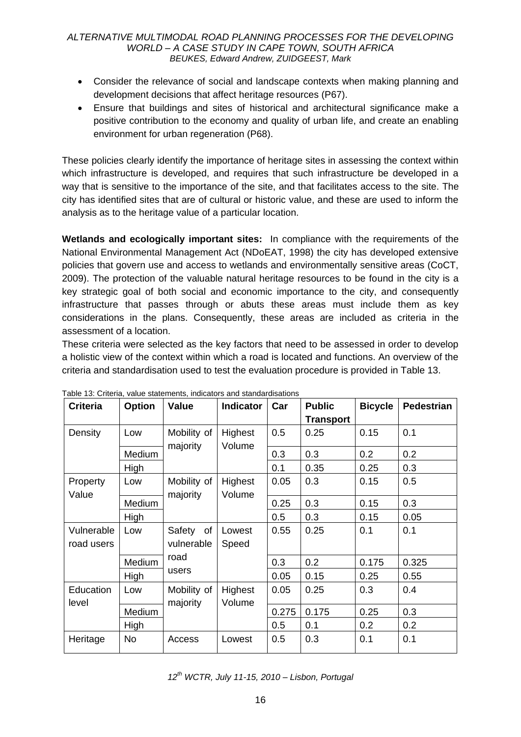- Consider the relevance of social and landscape contexts when making planning and development decisions that affect heritage resources (P67).
- Ensure that buildings and sites of historical and architectural significance make a positive contribution to the economy and quality of urban life, and create an enabling environment for urban regeneration (P68).

These policies clearly identify the importance of heritage sites in assessing the context within which infrastructure is developed, and requires that such infrastructure be developed in a way that is sensitive to the importance of the site, and that facilitates access to the site. The city has identified sites that are of cultural or historic value, and these are used to inform the analysis as to the heritage value of a particular location.

**Wetlands and ecologically important sites:** In compliance with the requirements of the National Environmental Management Act (NDoEAT, 1998) the city has developed extensive policies that govern use and access to wetlands and environmentally sensitive areas (CoCT, 2009). The protection of the valuable natural heritage resources to be found in the city is a key strategic goal of both social and economic importance to the city, and consequently infrastructure that passes through or abuts these areas must include them as key considerations in the plans. Consequently, these areas are included as criteria in the assessment of a location.

These criteria were selected as the key factors that need to be assessed in order to develop a holistic view of the context within which a road is located and functions. An overview of the criteria and standardisation used to test the evaluation procedure is provided in Table 13.

Table 13: Criteria, value statements, indicators and standardisations

| Criteria | Option | Value | Indicator | Car | Public Transport | Bicycle | Pedestrian |
|---|---|---|---|---|---|---|---|
| Density | Low | Mobility of majority | Highest Volume | 0.5 | 0.25 | 0.15 | 0.1 |
| | Medium | | | 0.3 | 0.3 | 0.2 | 0.2 |
| | High | | | 0.1 | 0.35 | 0.25 | 0.3 |
| Property Value | Low | Mobility of majority | Highest Volume | 0.05 | 0.3 | 0.15 | 0.5 |
| | Medium | | | 0.25 | 0.3 | 0.15 | 0.3 |
| | High | | | 0.5 | 0.3 | 0.15 | 0.05 |
| Vulnerable road users | Low | Safety of vulnerable road users | Lowest Speed | 0.55 | 0.25 | 0.1 | 0.1 |
| | Medium | | | 0.3 | 0.2 | 0.175 | 0.325 |
| | High | | | 0.05 | 0.15 | 0.25 | 0.55 |
| Education level | Low | Mobility of majority | Highest Volume | 0.05 | 0.25 | 0.3 | 0.4 |
| | Medium | | | 0.275 | 0.175 | 0.25 | 0.3 |
| | High | | | 0.5 | 0.1 | 0.2 | 0.2 |
| Heritage | No | Access | Lowest | 0.5 | 0.3 | 0.1 | 0.1 |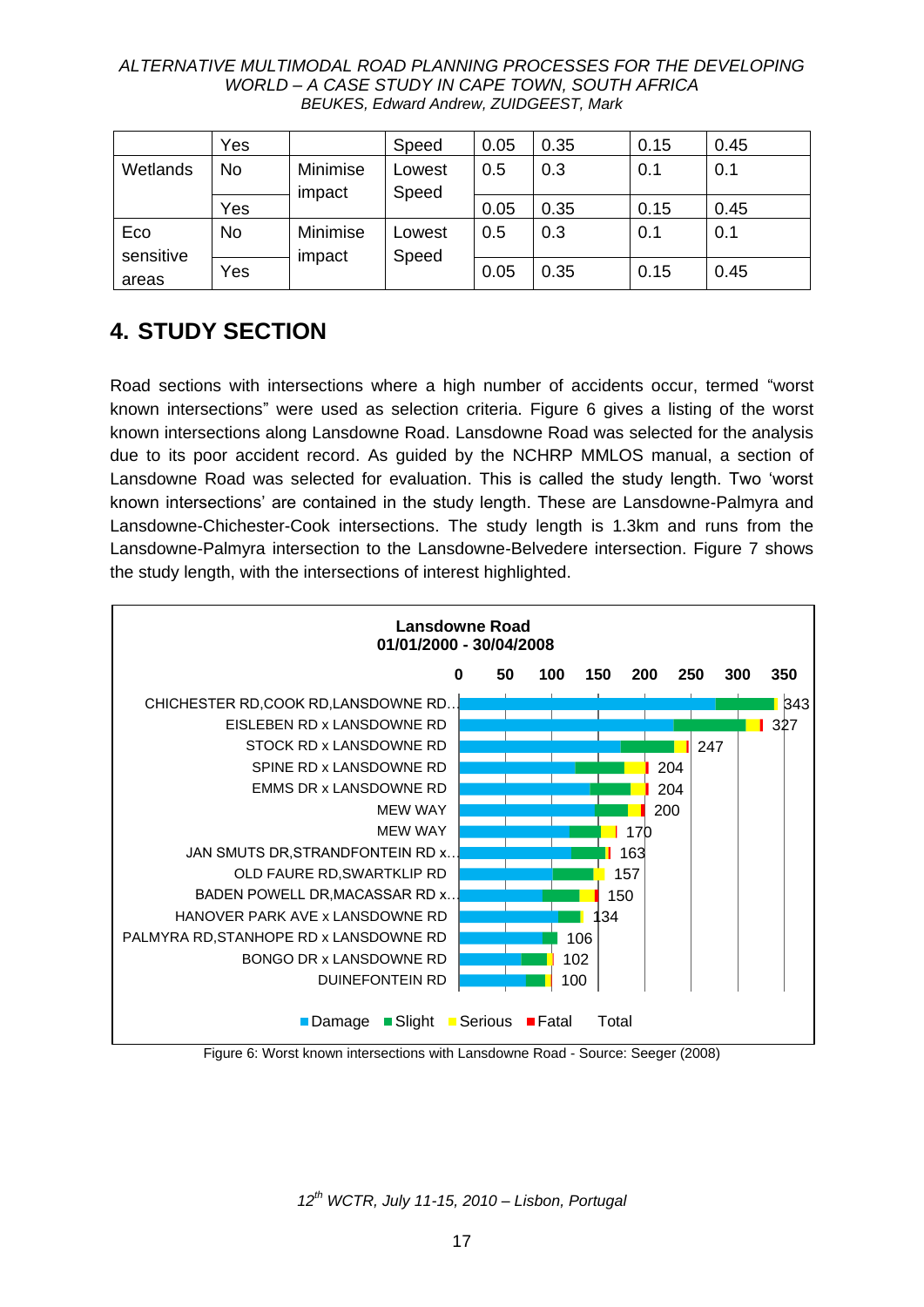|  | Yes |  | Speed | 0.05 | 0.35 | 0.15 | 0.45 |
|---|---|---|---|---|---|---|---|
| Wetlands | No | Minimise impact | Lowest Speed | 0.5 | 0.3 | 0.1 | 0.1 |
|  | Yes |  |  | 0.05 | 0.35 | 0.15 | 0.45 |
| Eco sensitive areas | No | Minimise impact | Lowest Speed | 0.5 | 0.3 | 0.1 | 0.1 |
|  | Yes |  |  | 0.05 | 0.35 | 0.15 | 0.45 |

## 4. STUDY SECTION

Road sections with intersections where a high number of accidents occur, termed "worst known intersections" were used as selection criteria. Figure 6 gives a listing of the worst known intersections along Lansdowne Road. Lansdowne Road was selected for the analysis due to its poor accident record. As guided by the NCHRP MMLOS manual, a section of Lansdowne Road was selected for evaluation. This is called the study length. Two 'worst known intersections' are contained in the study length. These are Lansdowne-Palmyra and Lansdowne-Chichester-Cook intersections. The study length is 1.3km and runs from the Lansdowne-Palmyra intersection to the Lansdowne-Belvedere intersection. Figure 7 shows the study length, with the intersections of interest highlighted.

**Lansdowne Road**
**01/01/2000 - 30/04/2008**

| Intersection | Total |
|---|---|
| CHICHESTER RD,COOK RD,LANSDOWNE RD... | 343 |
| EISLEBEN RD x LANSDOWNE RD | 327 |
| STOCK RD x LANSDOWNE RD | 247 |
| SPINE RD x LANSDOWNE RD | 204 |
| EMMS DR x LANSDOWNE RD | 204 |
| MEW WAY | 200 |
| MEW WAY | 170 |
| JAN SMUTS DR,STRANDFONTEIN RD x... | 163 |
| OLD FAURE RD,SWARTKLIP RD | 157 |
| BADEN POWELL DR,MACASSAR RD x... | 150 |
| HANOVER PARK AVE x LANSDOWNE RD | 134 |
| PALMYRA RD,STANHOPE RD x LANSDOWNE RD | 106 |
| BONGO DR x LANSDOWNE RD | 102 |
| DUINEFONTEIN RD | 100 |

Damage, Slight, Serious, Fatal, Total

Figure 6: Worst known intersections with Lansdowne Road - Source: Seeger (2008)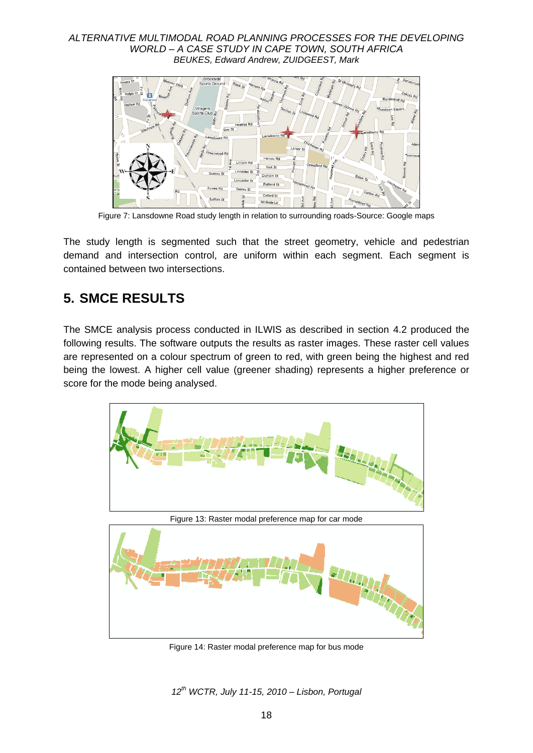Figure 7: Lansdowne Road study length in relation to surrounding roads-Source: Google maps

The study length is segmented such that the street geometry, vehicle and pedestrian demand and intersection control, are uniform within each segment. Each segment is contained between two intersections.

## 5. SMCE RESULTS

The SMCE analysis process conducted in ILWIS as described in section 4.2 produced the following results. The software outputs the results as raster images. These raster cell values are represented on a colour spectrum of green to red, with green being the highest and red being the lowest. A higher cell value (greener shading) represents a higher preference or score for the mode being analysed.

Figure 13: Raster modal preference map for car mode

Figure 14: Raster modal preference map for bus mode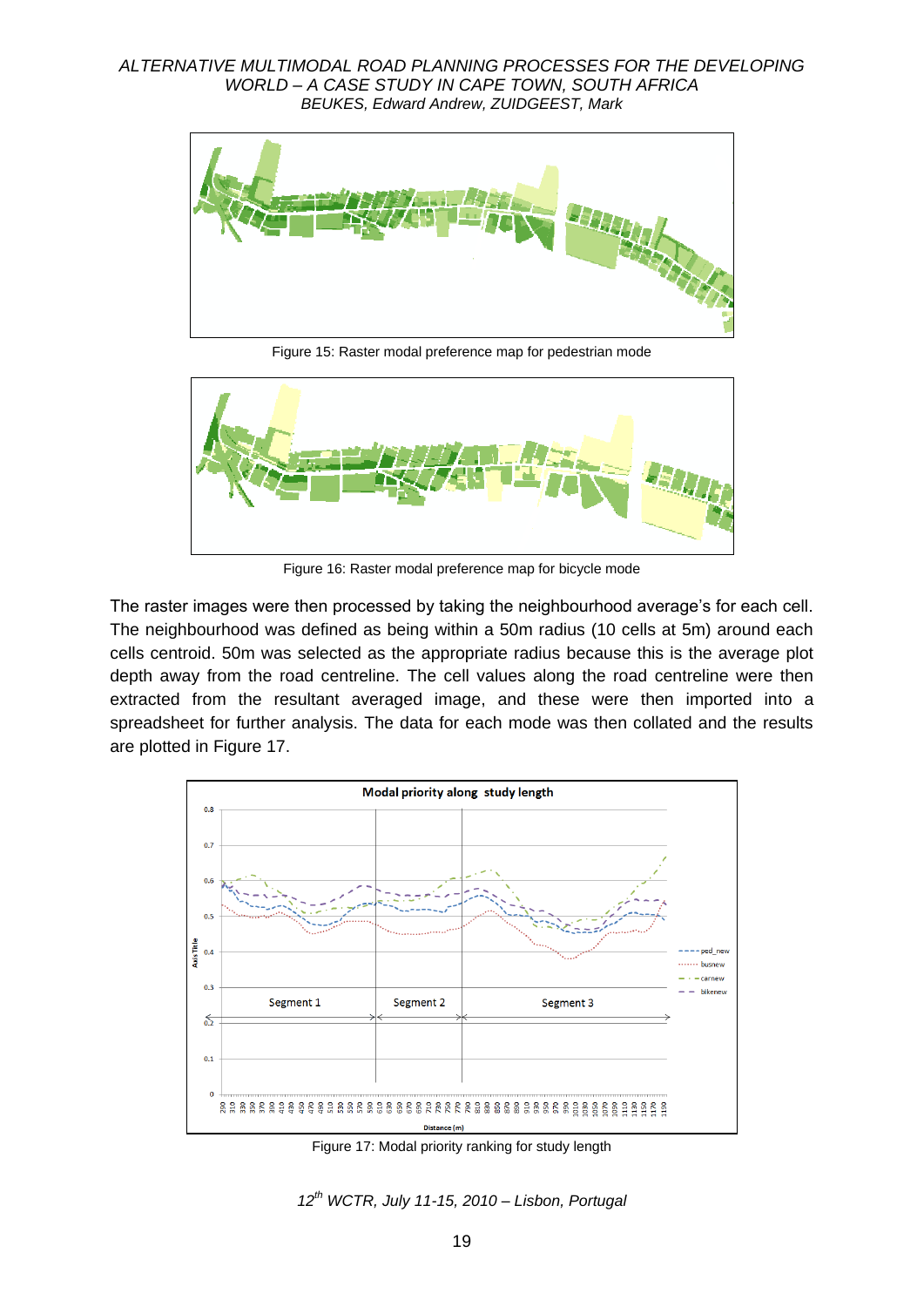Figure 15: Raster modal preference map for pedestrian mode

Figure 16: Raster modal preference map for bicycle mode

The raster images were then processed by taking the neighbourhood average's for each cell. The neighbourhood was defined as being within a 50m radius (10 cells at 5m) around each cells centroid. 50m was selected as the appropriate radius because this is the average plot depth away from the road centreline. The cell values along the road centreline were then extracted from the resultant averaged image, and these were then imported into a spreadsheet for further analysis. The data for each mode was then collated and the results are plotted in Figure 17.

Figure 17: Modal priority ranking for study length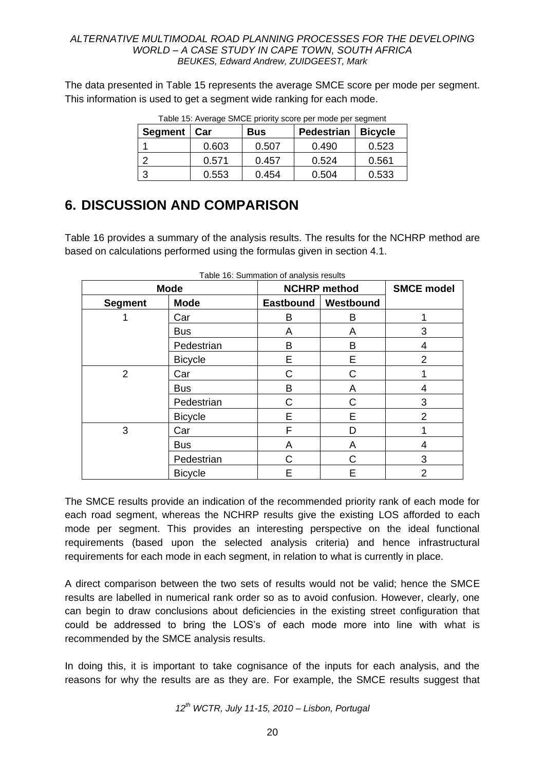The data presented in Table 15 represents the average SMCE score per mode per segment. This information is used to get a segment wide ranking for each mode.

Table 15: Average SMCE priority score per mode per segment

| Segment | Car | Bus | Pedestrian | Bicycle |
|---|---|---|---|---|
| 1 | 0.603 | 0.507 | 0.490 | 0.523 |
| 2 | 0.571 | 0.457 | 0.524 | 0.561 |
| 3 | 0.553 | 0.454 | 0.504 | 0.533 |

# 6. DISCUSSION AND COMPARISON

Table 16 provides a summary of the analysis results. The results for the NCHRP method are based on calculations performed using the formulas given in section 4.1.

Table 16: Summation of analysis results

| Mode | | NCHRP method | | SMCE model |
|---|---|---|---|---|
| **Segment** | **Mode** | **Eastbound** | **Westbound** | |
| 1 | Car | B | B | 1 |
| | Bus | A | A | 3 |
| | Pedestrian | B | B | 4 |
| | Bicycle | E | E | 2 |
| 2 | Car | C | C | 1 |
| | Bus | B | A | 4 |
| | Pedestrian | C | C | 3 |
| | Bicycle | E | E | 2 |
| 3 | Car | F | D | 1 |
| | Bus | A | A | 4 |
| | Pedestrian | C | C | 3 |
| | Bicycle | E | E | 2 |

The SMCE results provide an indication of the recommended priority rank of each mode for each road segment, whereas the NCHRP results give the existing LOS afforded to each mode per segment. This provides an interesting perspective on the ideal functional requirements (based upon the selected analysis criteria) and hence infrastructural requirements for each mode in each segment, in relation to what is currently in place.

A direct comparison between the two sets of results would not be valid; hence the SMCE results are labelled in numerical rank order so as to avoid confusion. However, clearly, one can begin to draw conclusions about deficiencies in the existing street configuration that could be addressed to bring the LOS's of each mode more into line with what is recommended by the SMCE analysis results.

In doing this, it is important to take cognisance of the inputs for each analysis, and the reasons for why the results are as they are. For example, the SMCE results suggest that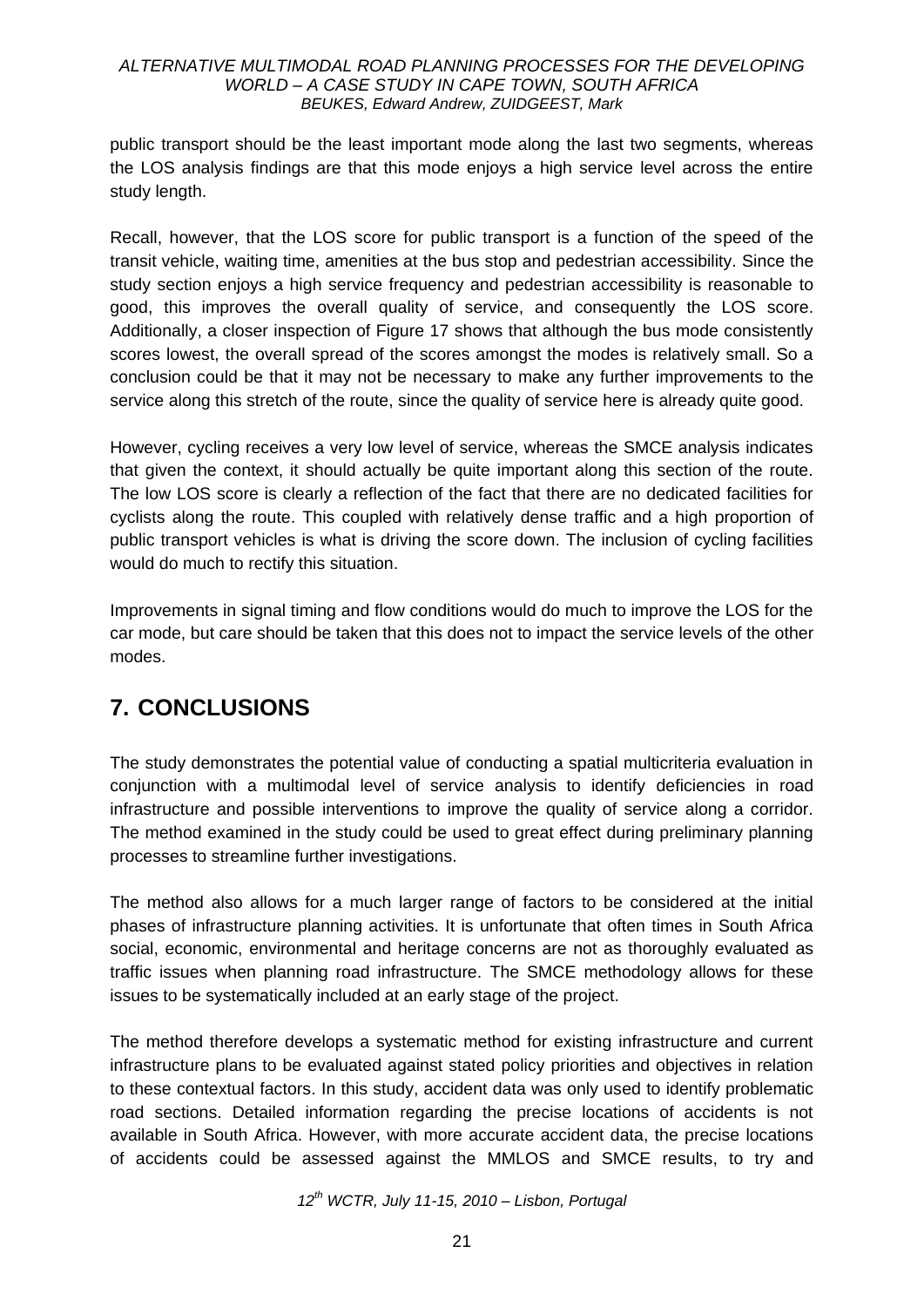public transport should be the least important mode along the last two segments, whereas the LOS analysis findings are that this mode enjoys a high service level across the entire study length.

Recall, however, that the LOS score for public transport is a function of the speed of the transit vehicle, waiting time, amenities at the bus stop and pedestrian accessibility. Since the study section enjoys a high service frequency and pedestrian accessibility is reasonable to good, this improves the overall quality of service, and consequently the LOS score. Additionally, a closer inspection of Figure 17 shows that although the bus mode consistently scores lowest, the overall spread of the scores amongst the modes is relatively small. So a conclusion could be that it may not be necessary to make any further improvements to the service along this stretch of the route, since the quality of service here is already quite good.

However, cycling receives a very low level of service, whereas the SMCE analysis indicates that given the context, it should actually be quite important along this section of the route. The low LOS score is clearly a reflection of the fact that there are no dedicated facilities for cyclists along the route. This coupled with relatively dense traffic and a high proportion of public transport vehicles is what is driving the score down. The inclusion of cycling facilities would do much to rectify this situation.

Improvements in signal timing and flow conditions would do much to improve the LOS for the car mode, but care should be taken that this does not to impact the service levels of the other modes.

# 7. CONCLUSIONS

The study demonstrates the potential value of conducting a spatial multicriteria evaluation in conjunction with a multimodal level of service analysis to identify deficiencies in road infrastructure and possible interventions to improve the quality of service along a corridor. The method examined in the study could be used to great effect during preliminary planning processes to streamline further investigations.

The method also allows for a much larger range of factors to be considered at the initial phases of infrastructure planning activities. It is unfortunate that often times in South Africa social, economic, environmental and heritage concerns are not as thoroughly evaluated as traffic issues when planning road infrastructure. The SMCE methodology allows for these issues to be systematically included at an early stage of the project.

The method therefore develops a systematic method for existing infrastructure and current infrastructure plans to be evaluated against stated policy priorities and objectives in relation to these contextual factors. In this study, accident data was only used to identify problematic road sections. Detailed information regarding the precise locations of accidents is not available in South Africa. However, with more accurate accident data, the precise locations of accidents could be assessed against the MMLOS and SMCE results, to try and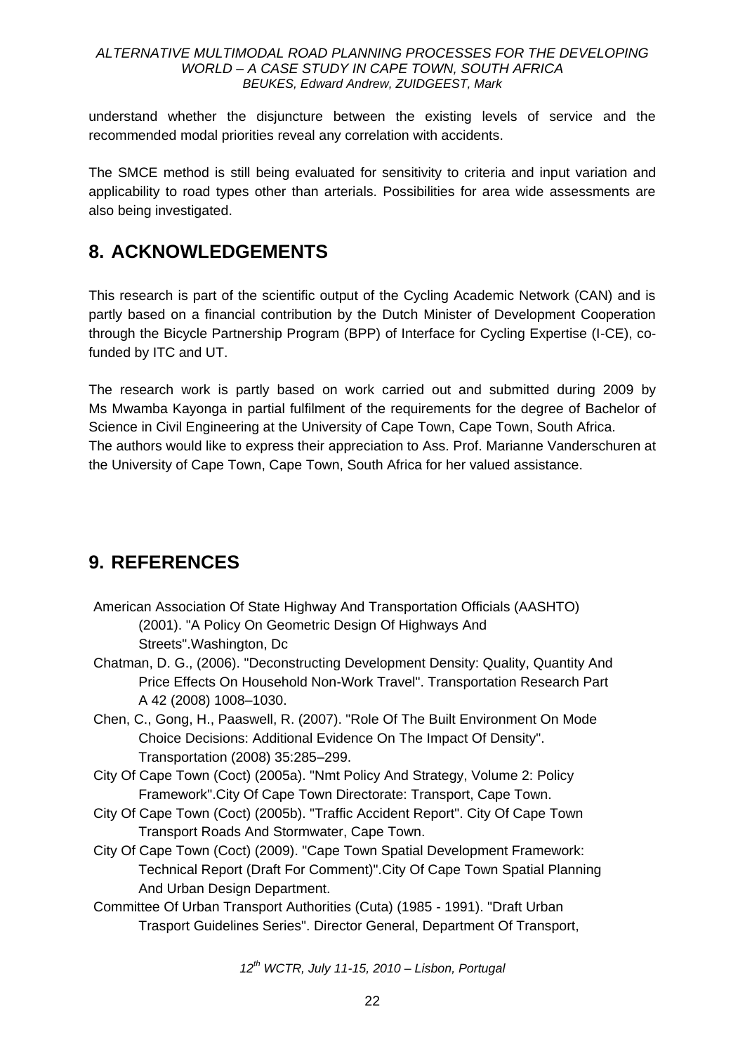understand whether the disjuncture between the existing levels of service and the recommended modal priorities reveal any correlation with accidents.

The SMCE method is still being evaluated for sensitivity to criteria and input variation and applicability to road types other than arterials. Possibilities for area wide assessments are also being investigated.

# 8. ACKNOWLEDGEMENTS

This research is part of the scientific output of the Cycling Academic Network (CAN) and is partly based on a financial contribution by the Dutch Minister of Development Cooperation through the Bicycle Partnership Program (BPP) of Interface for Cycling Expertise (I-CE), co-funded by ITC and UT.

The research work is partly based on work carried out and submitted during 2009 by Ms Mwamba Kayonga in partial fulfilment of the requirements for the degree of Bachelor of Science in Civil Engineering at the University of Cape Town, Cape Town, South Africa.
The authors would like to express their appreciation to Ass. Prof. Marianne Vanderschuren at the University of Cape Town, Cape Town, South Africa for her valued assistance.

# 9. REFERENCES

American Association Of State Highway And Transportation Officials (AASHTO) (2001). "A Policy On Geometric Design Of Highways And Streets".Washington, Dc

Chatman, D. G., (2006). "Deconstructing Development Density: Quality, Quantity And Price Effects On Household Non-Work Travel". Transportation Research Part A 42 (2008) 1008–1030.

Chen, C., Gong, H., Paaswell, R. (2007). "Role Of The Built Environment On Mode Choice Decisions: Additional Evidence On The Impact Of Density". Transportation (2008) 35:285–299.

City Of Cape Town (Coct) (2005a). "Nmt Policy And Strategy, Volume 2: Policy Framework".City Of Cape Town Directorate: Transport, Cape Town.

City Of Cape Town (Coct) (2005b). "Traffic Accident Report". City Of Cape Town Transport Roads And Stormwater, Cape Town.

City Of Cape Town (Coct) (2009). "Cape Town Spatial Development Framework: Technical Report (Draft For Comment)".City Of Cape Town Spatial Planning And Urban Design Department.

Committee Of Urban Transport Authorities (Cuta) (1985 - 1991). "Draft Urban Trasport Guidelines Series". Director General, Department Of Transport,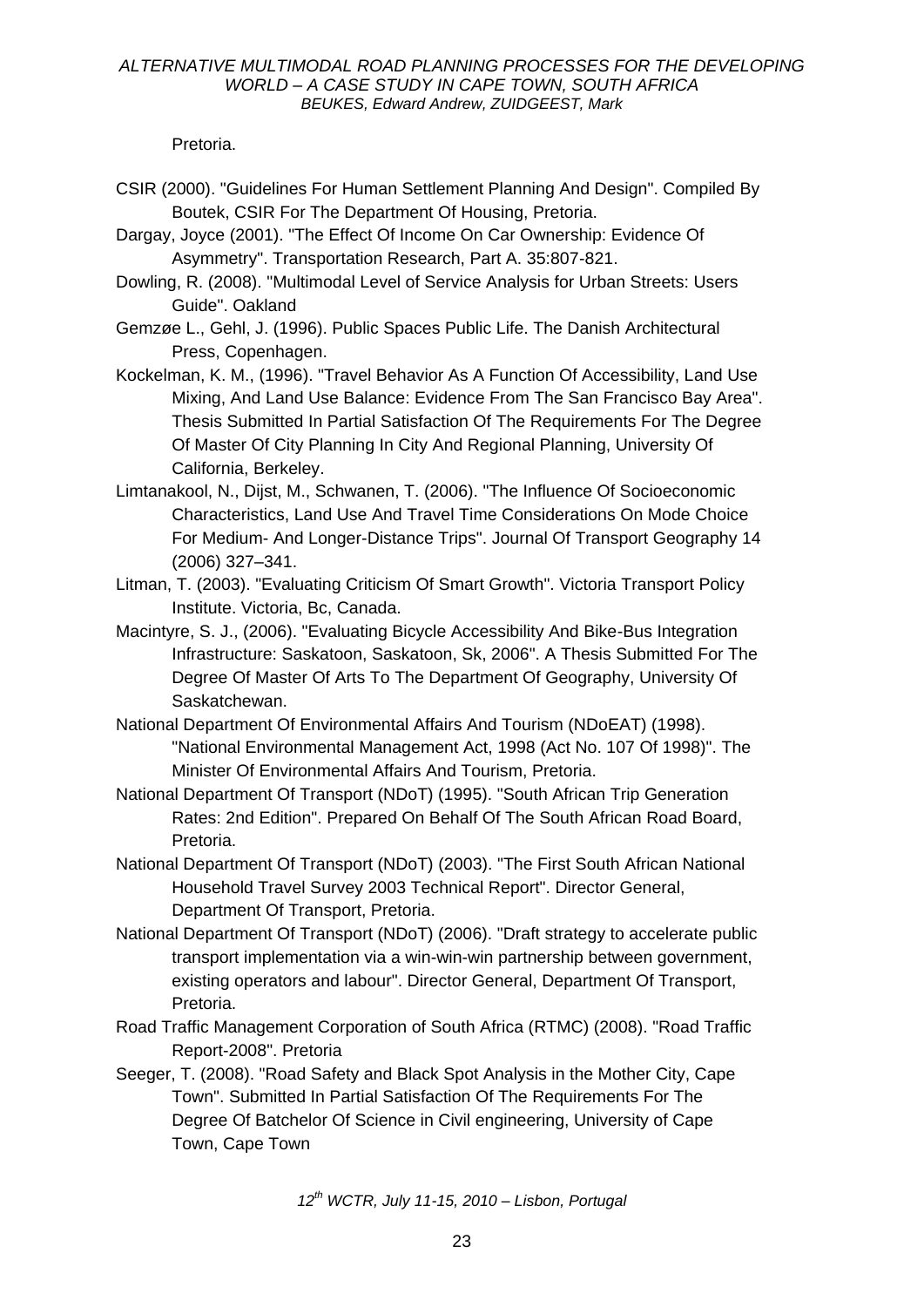Pretoria.

CSIR (2000). "Guidelines For Human Settlement Planning And Design". Compiled By Boutek, CSIR For The Department Of Housing, Pretoria.

Dargay, Joyce (2001). "The Effect Of Income On Car Ownership: Evidence Of Asymmetry". Transportation Research, Part A. 35:807-821.

Dowling, R. (2008). "Multimodal Level of Service Analysis for Urban Streets: Users Guide". Oakland

Gemzøe L., Gehl, J. (1996). Public Spaces Public Life. The Danish Architectural Press, Copenhagen.

Kockelman, K. M., (1996). "Travel Behavior As A Function Of Accessibility, Land Use Mixing, And Land Use Balance: Evidence From The San Francisco Bay Area". Thesis Submitted In Partial Satisfaction Of The Requirements For The Degree Of Master Of City Planning In City And Regional Planning, University Of California, Berkeley.

Limtanakool, N., Dijst, M., Schwanen, T. (2006). "The Influence Of Socioeconomic Characteristics, Land Use And Travel Time Considerations On Mode Choice For Medium- And Longer-Distance Trips". Journal Of Transport Geography 14 (2006) 327–341.

Litman, T. (2003). "Evaluating Criticism Of Smart Growth". Victoria Transport Policy Institute. Victoria, Bc, Canada.

Macintyre, S. J., (2006). "Evaluating Bicycle Accessibility And Bike-Bus Integration Infrastructure: Saskatoon, Saskatoon, Sk, 2006". A Thesis Submitted For The Degree Of Master Of Arts To The Department Of Geography, University Of Saskatchewan.

National Department Of Environmental Affairs And Tourism (NDoEAT) (1998). "National Environmental Management Act, 1998 (Act No. 107 Of 1998)". The Minister Of Environmental Affairs And Tourism, Pretoria.

National Department Of Transport (NDoT) (1995). "South African Trip Generation Rates: 2nd Edition". Prepared On Behalf Of The South African Road Board, Pretoria.

National Department Of Transport (NDoT) (2003). "The First South African National Household Travel Survey 2003 Technical Report". Director General, Department Of Transport, Pretoria.

National Department Of Transport (NDoT) (2006). "Draft strategy to accelerate public transport implementation via a win-win-win partnership between government, existing operators and labour". Director General, Department Of Transport, Pretoria.

Road Traffic Management Corporation of South Africa (RTMC) (2008). "Road Traffic Report-2008". Pretoria

Seeger, T. (2008). "Road Safety and Black Spot Analysis in the Mother City, Cape Town". Submitted In Partial Satisfaction Of The Requirements For The Degree Of Batchelor Of Science in Civil engineering, University of Cape Town, Cape Town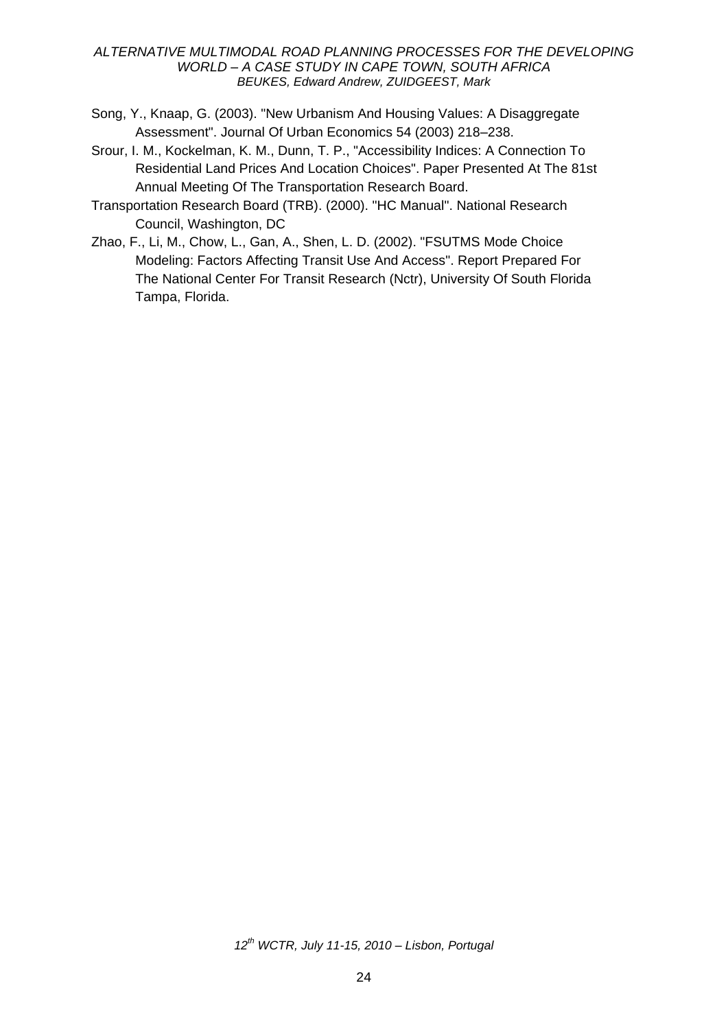Song, Y., Knaap, G. (2003). "New Urbanism And Housing Values: A Disaggregate Assessment". Journal Of Urban Economics 54 (2003) 218–238.

Srour, I. M., Kockelman, K. M., Dunn, T. P., "Accessibility Indices: A Connection To Residential Land Prices And Location Choices". Paper Presented At The 81st Annual Meeting Of The Transportation Research Board.

Transportation Research Board (TRB). (2000). "HC Manual". National Research Council, Washington, DC

Zhao, F., Li, M., Chow, L., Gan, A., Shen, L. D. (2002). "FSUTMS Mode Choice Modeling: Factors Affecting Transit Use And Access". Report Prepared For The National Center For Transit Research (Nctr), University Of South Florida Tampa, Florida.